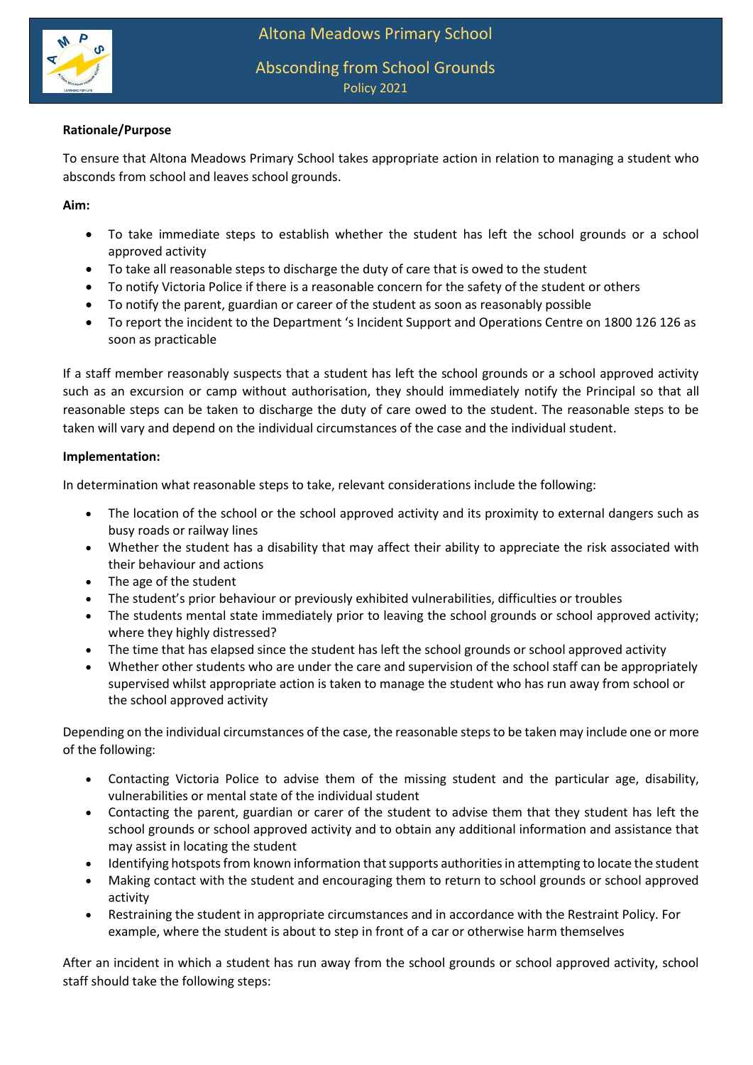# Altona Meadows Primary School

## Absconding from School Grounds

Policy 2021

**Rationale/Purpose**

To ensure that Altona Meadows Primary School takes appropriate action in relation to managing a student who absconds from school and leaves school grounds.

**Aim:**

- To take immediate steps to establish whether the student has left the school grounds or a school approved activity
- To take all reasonable steps to discharge the duty of care that is owed to the student
- To notify Victoria Police if there is a reasonable concern for the safety of the student or others
- To notify the parent, guardian or career of the student as soon as reasonably possible
- To report the incident to the Department 's Incident Support and Operations Centre on 1800 126 126 as soon as practicable

If a staff member reasonably suspects that a student has left the school grounds or a school approved activity such as an excursion or camp without authorisation, they should immediately notify the Principal so that all reasonable steps can be taken to discharge the duty of care owed to the student. The reasonable steps to be taken will vary and depend on the individual circumstances of the case and the individual student.

**Implementation:**

In determination what reasonable steps to take, relevant considerations include the following:

- The location of the school or the school approved activity and its proximity to external dangers such as busy roads or railway lines
- Whether the student has a disability that may affect their ability to appreciate the risk associated with their behaviour and actions
- The age of the student
- The student's prior behaviour or previously exhibited vulnerabilities, difficulties or troubles
- The students mental state immediately prior to leaving the school grounds or school approved activity; where they highly distressed?
- The time that has elapsed since the student has left the school grounds or school approved activity
- Whether other students who are under the care and supervision of the school staff can be appropriately supervised whilst appropriate action is taken to manage the student who has run away from school or the school approved activity

Depending on the individual circumstances of the case, the reasonable steps to be taken may include one or more of the following:

- Contacting Victoria Police to advise them of the missing student and the particular age, disability, vulnerabilities or mental state of the individual student
- Contacting the parent, guardian or carer of the student to advise them that they student has left the school grounds or school approved activity and to obtain any additional information and assistance that may assist in locating the student
- Identifying hotspots from known information that supports authorities in attempting to locate the student
- Making contact with the student and encouraging them to return to school grounds or school approved activity
- Restraining the student in appropriate circumstances and in accordance with the Restraint Policy. For example, where the student is about to step in front of a car or otherwise harm themselves

After an incident in which a student has run away from the school grounds or school approved activity, school staff should take the following steps: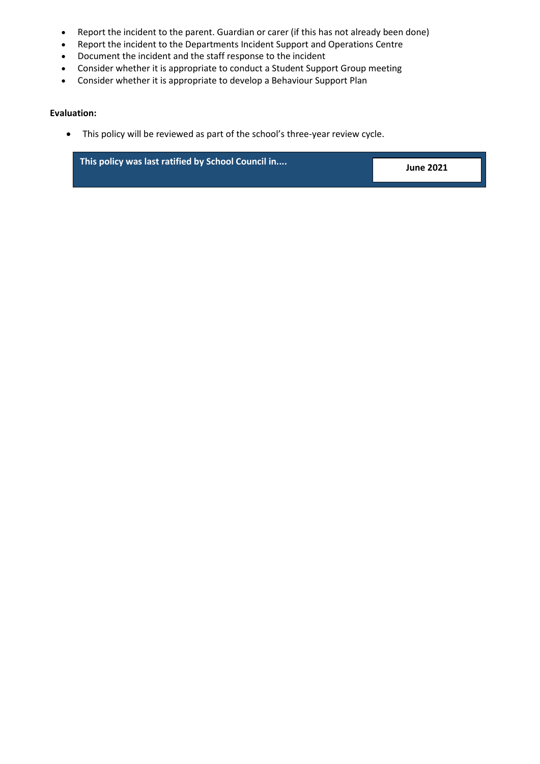- Report the incident to the parent. Guardian or carer (if this has not already been done)
- Report the incident to the Departments Incident Support and Operations Centre
- Document the incident and the staff response to the incident
- Consider whether it is appropriate to conduct a Student Support Group meeting
- Consider whether it is appropriate to develop a Behaviour Support Plan

**Evaluation:**

- This policy will be reviewed as part of the school's three-year review cycle.

| | |
|---|---|
| **This policy was last ratified by School Council in....** | **June 2021** |